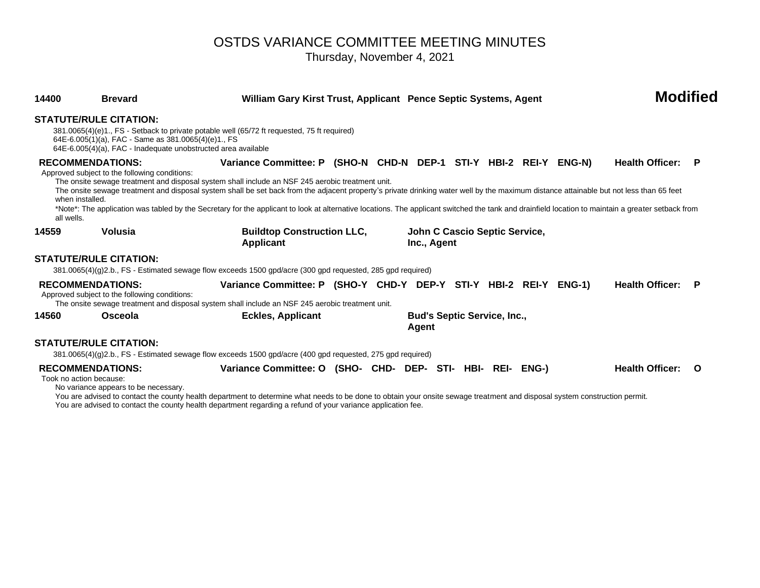# OSTDS VARIANCE COMMITTEE MEETING MINUTES

Thursday, November 4, 2021

**14400** **Brevard** **William Gary Kirst Trust, Applicant** **Pence Septic Systems, Agent** **Modified**

**STATUTE/RULE CITATION:**

381.0065(4)(e)1., FS - Setback to private potable well (65/72 ft requested, 75 ft required)
64E-6.005(1)(a), FAC - Same as 381.0065(4)(e)1., FS
64E-6.005(4)(a), FAC - Inadequate unobstructed area available

**RECOMMENDATIONS:** **Variance Committee: P (SHO-N CHD-N DEP-1 STI-Y HBI-2 REI-Y ENG-N)** **Health Officer: P**

Approved subject to the following conditions:

The onsite sewage treatment and disposal system shall include an NSF 245 aerobic treatment unit.

The onsite sewage treatment and disposal system shall be set back from the adjacent property's private drinking water well by the maximum distance attainable but not less than 65 feet when installed.

*Note*: The application was tabled by the Secretary for the applicant to look at alternative locations. The applicant switched the tank and drainfield location to maintain a greater setback from all wells.

**14559** **Volusia** **Buildtop Construction LLC, Applicant** **John C Cascio Septic Service, Inc., Agent**

**STATUTE/RULE CITATION:**

381.0065(4)(g)2.b., FS - Estimated sewage flow exceeds 1500 gpd/acre (300 gpd requested, 285 gpd required)

**RECOMMENDATIONS:** **Variance Committee: P (SHO-Y CHD-Y DEP-Y STI-Y HBI-2 REI-Y ENG-1)** **Health Officer: P**

Approved subject to the following conditions:

The onsite sewage treatment and disposal system shall include an NSF 245 aerobic treatment unit.

**14560** **Osceola** **Eckles, Applicant** **Bud's Septic Service, Inc., Agent**

**STATUTE/RULE CITATION:**

381.0065(4)(g)2.b., FS - Estimated sewage flow exceeds 1500 gpd/acre (400 gpd requested, 275 gpd required)

**RECOMMENDATIONS:** **Variance Committee: O (SHO- CHD- DEP- STI- HBI- REI- ENG-)** **Health Officer: O**

Took no action because:

No variance appears to be necessary.

You are advised to contact the county health department to determine what needs to be done to obtain your onsite sewage treatment and disposal system construction permit.

You are advised to contact the county health department regarding a refund of your variance application fee.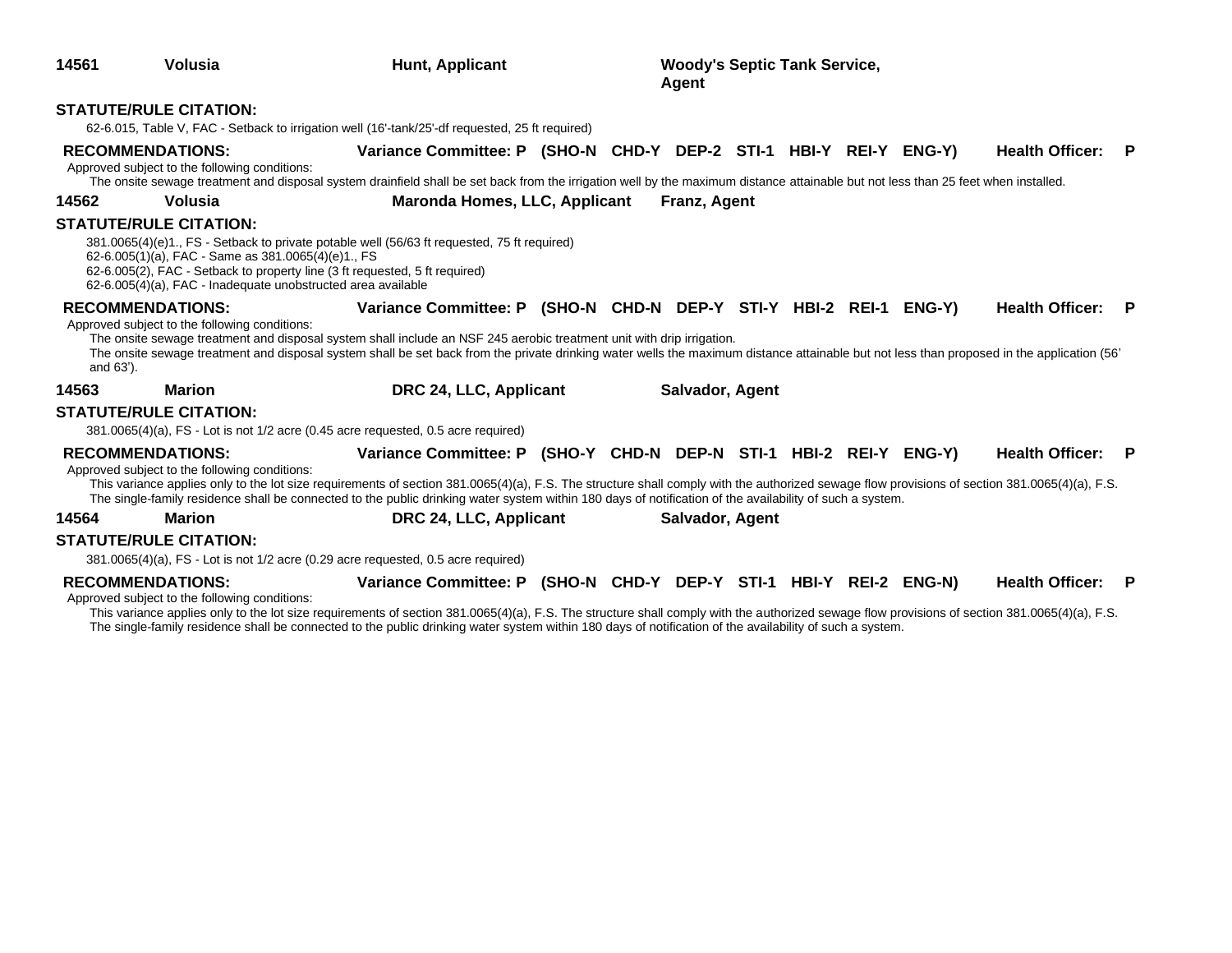**14561** **Volusia** **Hunt, Applicant** **Woody's Septic Tank Service, Agent**

**STATUTE/RULE CITATION:**

62-6.015, Table V, FAC - Setback to irrigation well (16'-tank/25'-df requested, 25 ft required)

**RECOMMENDATIONS:** **Variance Committee: P (SHO-N CHD-Y DEP-2 STI-1 HBI-Y REI-Y ENG-Y)** **Health Officer: P**

Approved subject to the following conditions:

The onsite sewage treatment and disposal system drainfield shall be set back from the irrigation well by the maximum distance attainable but not less than 25 feet when installed.

**14562** **Volusia** **Maronda Homes, LLC, Applicant** **Franz, Agent**

**STATUTE/RULE CITATION:**

381.0065(4)(e)1., FS - Setback to private potable well (56/63 ft requested, 75 ft required)
62-6.005(1)(a), FAC - Same as 381.0065(4)(e)1., FS
62-6.005(2), FAC - Setback to property line (3 ft requested, 5 ft required)
62-6.005(4)(a), FAC - Inadequate unobstructed area available

**RECOMMENDATIONS:** **Variance Committee: P (SHO-N CHD-N DEP-Y STI-Y HBI-2 REI-1 ENG-Y)** **Health Officer: P**

Approved subject to the following conditions:

The onsite sewage treatment and disposal system shall include an NSF 245 aerobic treatment unit with drip irrigation.
The onsite sewage treatment and disposal system shall be set back from the private drinking water wells the maximum distance attainable but not less than proposed in the application (56' and 63').

**14563** **Marion** **DRC 24, LLC, Applicant** **Salvador, Agent**

**STATUTE/RULE CITATION:**

381.0065(4)(a), FS - Lot is not 1/2 acre (0.45 acre requested, 0.5 acre required)

**RECOMMENDATIONS:** **Variance Committee: P (SHO-Y CHD-N DEP-N STI-1 HBI-2 REI-Y ENG-Y)** **Health Officer: P**

Approved subject to the following conditions:

This variance applies only to the lot size requirements of section 381.0065(4)(a), F.S. The structure shall comply with the authorized sewage flow provisions of section 381.0065(4)(a), F.S.
The single-family residence shall be connected to the public drinking water system within 180 days of notification of the availability of such a system.

**14564** **Marion** **DRC 24, LLC, Applicant** **Salvador, Agent**

**STATUTE/RULE CITATION:**

381.0065(4)(a), FS - Lot is not 1/2 acre (0.29 acre requested, 0.5 acre required)

**RECOMMENDATIONS:** **Variance Committee: P (SHO-N CHD-Y DEP-Y STI-1 HBI-Y REI-2 ENG-N)** **Health Officer: P**

Approved subject to the following conditions:

This variance applies only to the lot size requirements of section 381.0065(4)(a), F.S. The structure shall comply with the authorized sewage flow provisions of section 381.0065(4)(a), F.S.
The single-family residence shall be connected to the public drinking water system within 180 days of notification of the availability of such a system.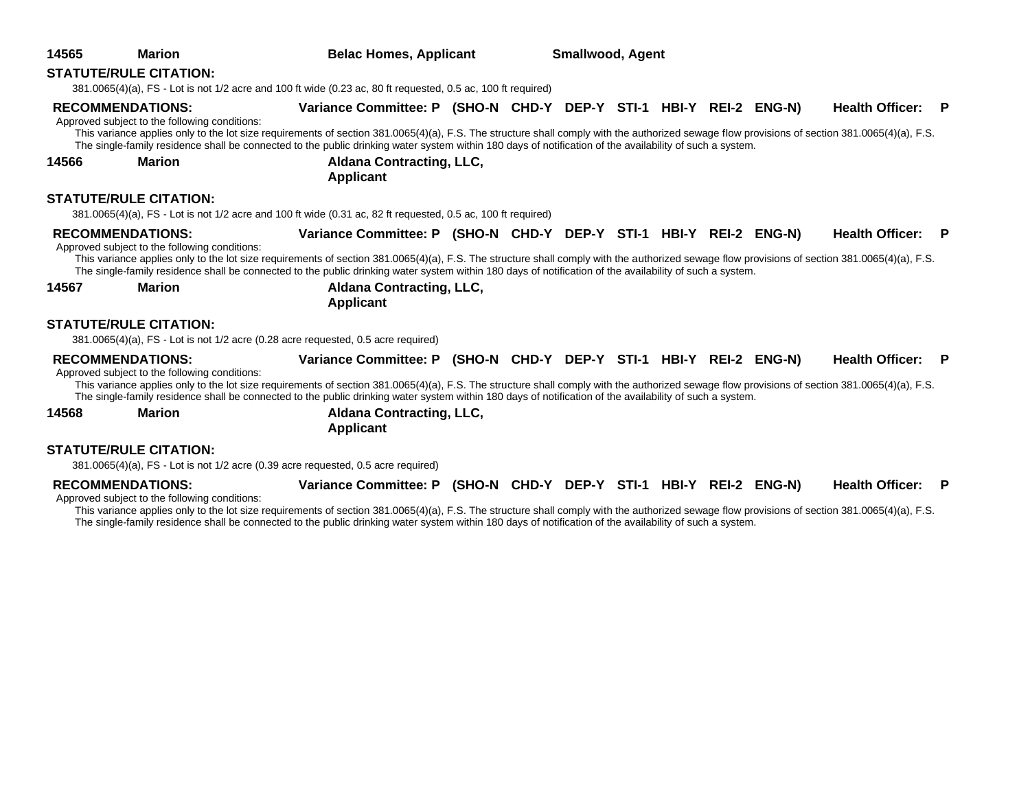**14565** **Marion** **Belac Homes, Applicant** **Smallwood, Agent**

**STATUTE/RULE CITATION:**

381.0065(4)(a), FS - Lot is not 1/2 acre and 100 ft wide (0.23 ac, 80 ft requested, 0.5 ac, 100 ft required)

**RECOMMENDATIONS:** **Variance Committee: P (SHO-N CHD-Y DEP-Y STI-1 HBI-Y REI-2 ENG-N)** **Health Officer: P**

Approved subject to the following conditions:

This variance applies only to the lot size requirements of section 381.0065(4)(a), F.S. The structure shall comply with the authorized sewage flow provisions of section 381.0065(4)(a), F.S. The single-family residence shall be connected to the public drinking water system within 180 days of notification of the availability of such a system.

**14566** **Marion** **Aldana Contracting, LLC, Applicant**

**STATUTE/RULE CITATION:**

381.0065(4)(a), FS - Lot is not 1/2 acre and 100 ft wide (0.31 ac, 82 ft requested, 0.5 ac, 100 ft required)

**RECOMMENDATIONS:** **Variance Committee: P (SHO-N CHD-Y DEP-Y STI-1 HBI-Y REI-2 ENG-N)** **Health Officer: P**

Approved subject to the following conditions:

This variance applies only to the lot size requirements of section 381.0065(4)(a), F.S. The structure shall comply with the authorized sewage flow provisions of section 381.0065(4)(a), F.S. The single-family residence shall be connected to the public drinking water system within 180 days of notification of the availability of such a system.

**14567** **Marion** **Aldana Contracting, LLC, Applicant**

**STATUTE/RULE CITATION:**

381.0065(4)(a), FS - Lot is not 1/2 acre (0.28 acre requested, 0.5 acre required)

**RECOMMENDATIONS:** **Variance Committee: P (SHO-N CHD-Y DEP-Y STI-1 HBI-Y REI-2 ENG-N)** **Health Officer: P**

Approved subject to the following conditions:

This variance applies only to the lot size requirements of section 381.0065(4)(a), F.S. The structure shall comply with the authorized sewage flow provisions of section 381.0065(4)(a), F.S. The single-family residence shall be connected to the public drinking water system within 180 days of notification of the availability of such a system.

**14568** **Marion** **Aldana Contracting, LLC, Applicant**

**STATUTE/RULE CITATION:**

381.0065(4)(a), FS - Lot is not 1/2 acre (0.39 acre requested, 0.5 acre required)

**RECOMMENDATIONS:** **Variance Committee: P (SHO-N CHD-Y DEP-Y STI-1 HBI-Y REI-2 ENG-N)** **Health Officer: P**

Approved subject to the following conditions:

This variance applies only to the lot size requirements of section 381.0065(4)(a), F.S. The structure shall comply with the authorized sewage flow provisions of section 381.0065(4)(a), F.S. The single-family residence shall be connected to the public drinking water system within 180 days of notification of the availability of such a system.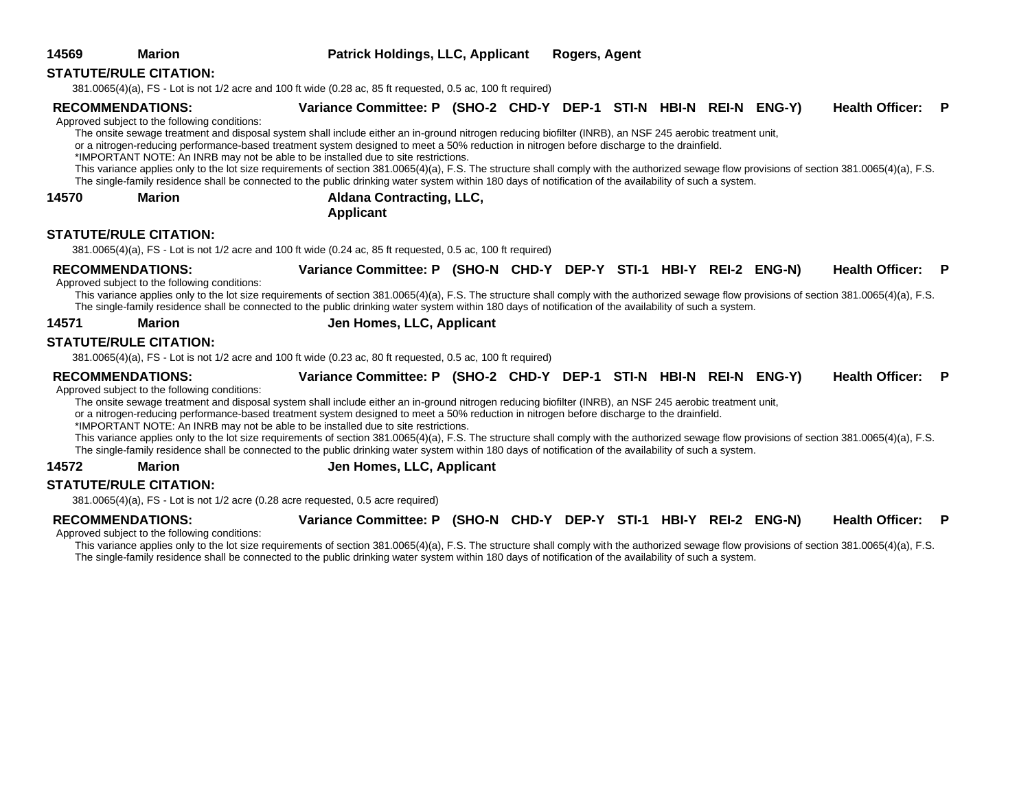**14569** **Marion** **Patrick Holdings, LLC, Applicant** **Rogers, Agent**

**STATUTE/RULE CITATION:**

381.0065(4)(a), FS - Lot is not 1/2 acre and 100 ft wide (0.28 ac, 85 ft requested, 0.5 ac, 100 ft required)

**RECOMMENDATIONS:** **Variance Committee: P (SHO-2 CHD-Y DEP-1 STI-N HBI-N REI-N ENG-Y)** **Health Officer: P**

Approved subject to the following conditions:

The onsite sewage treatment and disposal system shall include either an in-ground nitrogen reducing biofilter (INRB), an NSF 245 aerobic treatment unit, or a nitrogen-reducing performance-based treatment system designed to meet a 50% reduction in nitrogen before discharge to the drainfield.

*IMPORTANT NOTE: An INRB may not be able to be installed due to site restrictions.

This variance applies only to the lot size requirements of section 381.0065(4)(a), F.S. The structure shall comply with the authorized sewage flow provisions of section 381.0065(4)(a), F.S.

The single-family residence shall be connected to the public drinking water system within 180 days of notification of the availability of such a system.

**14570** **Marion** **Aldana Contracting, LLC, Applicant**

**STATUTE/RULE CITATION:**

381.0065(4)(a), FS - Lot is not 1/2 acre and 100 ft wide (0.24 ac, 85 ft requested, 0.5 ac, 100 ft required)

**RECOMMENDATIONS:** **Variance Committee: P (SHO-N CHD-Y DEP-Y STI-1 HBI-Y REI-2 ENG-N)** **Health Officer: P**

Approved subject to the following conditions:

This variance applies only to the lot size requirements of section 381.0065(4)(a), F.S. The structure shall comply with the authorized sewage flow provisions of section 381.0065(4)(a), F.S.

The single-family residence shall be connected to the public drinking water system within 180 days of notification of the availability of such a system.

**14571** **Marion** **Jen Homes, LLC, Applicant**

**STATUTE/RULE CITATION:**

381.0065(4)(a), FS - Lot is not 1/2 acre and 100 ft wide (0.23 ac, 80 ft requested, 0.5 ac, 100 ft required)

**RECOMMENDATIONS:** **Variance Committee: P (SHO-2 CHD-Y DEP-1 STI-N HBI-N REI-N ENG-Y)** **Health Officer: P**

Approved subject to the following conditions:

The onsite sewage treatment and disposal system shall include either an in-ground nitrogen reducing biofilter (INRB), an NSF 245 aerobic treatment unit, or a nitrogen-reducing performance-based treatment system designed to meet a 50% reduction in nitrogen before discharge to the drainfield.

*IMPORTANT NOTE: An INRB may not be able to be installed due to site restrictions.

This variance applies only to the lot size requirements of section 381.0065(4)(a), F.S. The structure shall comply with the authorized sewage flow provisions of section 381.0065(4)(a), F.S.

The single-family residence shall be connected to the public drinking water system within 180 days of notification of the availability of such a system.

**14572** **Marion** **Jen Homes, LLC, Applicant**

**STATUTE/RULE CITATION:**

381.0065(4)(a), FS - Lot is not 1/2 acre (0.28 acre requested, 0.5 acre required)

**RECOMMENDATIONS:** **Variance Committee: P (SHO-N CHD-Y DEP-Y STI-1 HBI-Y REI-2 ENG-N)** **Health Officer: P**

Approved subject to the following conditions:

This variance applies only to the lot size requirements of section 381.0065(4)(a), F.S. The structure shall comply with the authorized sewage flow provisions of section 381.0065(4)(a), F.S.

The single-family residence shall be connected to the public drinking water system within 180 days of notification of the availability of such a system.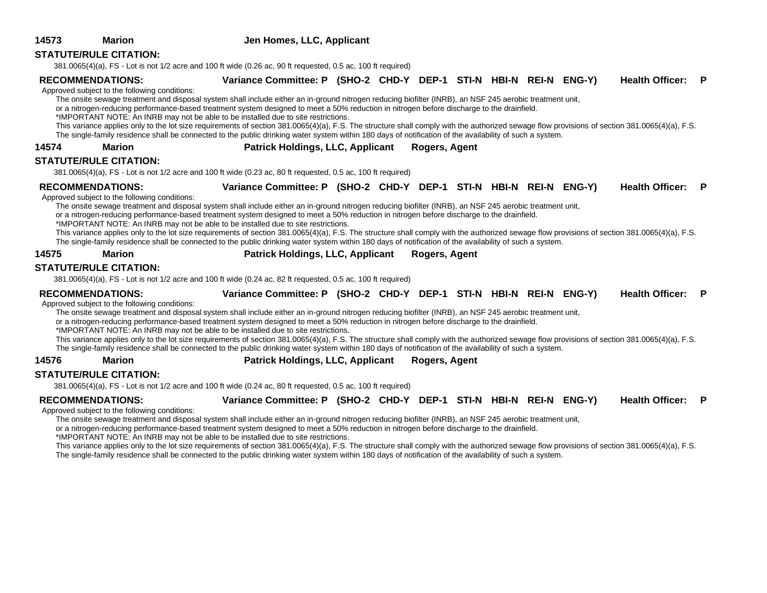**14573 Marion Jen Homes, LLC, Applicant**

**STATUTE/RULE CITATION:**

381.0065(4)(a), FS - Lot is not 1/2 acre and 100 ft wide (0.26 ac, 90 ft requested, 0.5 ac, 100 ft required)

**RECOMMENDATIONS: Variance Committee: P (SHO-2 CHD-Y DEP-1 STI-N HBI-N REI-N ENG-Y) Health Officer: P**

Approved subject to the following conditions:

The onsite sewage treatment and disposal system shall include either an in-ground nitrogen reducing biofilter (INRB), an NSF 245 aerobic treatment unit, or a nitrogen-reducing performance-based treatment system designed to meet a 50% reduction in nitrogen before discharge to the drainfield.

*IMPORTANT NOTE: An INRB may not be able to be installed due to site restrictions.

This variance applies only to the lot size requirements of section 381.0065(4)(a), F.S. The structure shall comply with the authorized sewage flow provisions of section 381.0065(4)(a), F.S.

The single-family residence shall be connected to the public drinking water system within 180 days of notification of the availability of such a system.

**14574 Marion Patrick Holdings, LLC, Applicant Rogers, Agent**

**STATUTE/RULE CITATION:**

381.0065(4)(a), FS - Lot is not 1/2 acre and 100 ft wide (0.23 ac, 80 ft requested, 0.5 ac, 100 ft required)

**RECOMMENDATIONS: Variance Committee: P (SHO-2 CHD-Y DEP-1 STI-N HBI-N REI-N ENG-Y) Health Officer: P**

Approved subject to the following conditions:

The onsite sewage treatment and disposal system shall include either an in-ground nitrogen reducing biofilter (INRB), an NSF 245 aerobic treatment unit, or a nitrogen-reducing performance-based treatment system designed to meet a 50% reduction in nitrogen before discharge to the drainfield.

*IMPORTANT NOTE: An INRB may not be able to be installed due to site restrictions.

This variance applies only to the lot size requirements of section 381.0065(4)(a), F.S. The structure shall comply with the authorized sewage flow provisions of section 381.0065(4)(a), F.S.

The single-family residence shall be connected to the public drinking water system within 180 days of notification of the availability of such a system.

**14575 Marion Patrick Holdings, LLC, Applicant Rogers, Agent**

**STATUTE/RULE CITATION:**

381.0065(4)(a), FS - Lot is not 1/2 acre and 100 ft wide (0.24 ac, 82 ft requested, 0.5 ac, 100 ft required)

**RECOMMENDATIONS: Variance Committee: P (SHO-2 CHD-Y DEP-1 STI-N HBI-N REI-N ENG-Y) Health Officer: P**

Approved subject to the following conditions:

The onsite sewage treatment and disposal system shall include either an in-ground nitrogen reducing biofilter (INRB), an NSF 245 aerobic treatment unit, or a nitrogen-reducing performance-based treatment system designed to meet a 50% reduction in nitrogen before discharge to the drainfield.

*IMPORTANT NOTE: An INRB may not be able to be installed due to site restrictions.

This variance applies only to the lot size requirements of section 381.0065(4)(a), F.S. The structure shall comply with the authorized sewage flow provisions of section 381.0065(4)(a), F.S.

The single-family residence shall be connected to the public drinking water system within 180 days of notification of the availability of such a system.

**14576 Marion Patrick Holdings, LLC, Applicant Rogers, Agent**

**STATUTE/RULE CITATION:**

381.0065(4)(a), FS - Lot is not 1/2 acre and 100 ft wide (0.24 ac, 80 ft requested, 0.5 ac, 100 ft required)

**RECOMMENDATIONS: Variance Committee: P (SHO-2 CHD-Y DEP-1 STI-N HBI-N REI-N ENG-Y) Health Officer: P**

Approved subject to the following conditions:

The onsite sewage treatment and disposal system shall include either an in-ground nitrogen reducing biofilter (INRB), an NSF 245 aerobic treatment unit, or a nitrogen-reducing performance-based treatment system designed to meet a 50% reduction in nitrogen before discharge to the drainfield.

*IMPORTANT NOTE: An INRB may not be able to be installed due to site restrictions.

This variance applies only to the lot size requirements of section 381.0065(4)(a), F.S. The structure shall comply with the authorized sewage flow provisions of section 381.0065(4)(a), F.S.

The single-family residence shall be connected to the public drinking water system within 180 days of notification of the availability of such a system.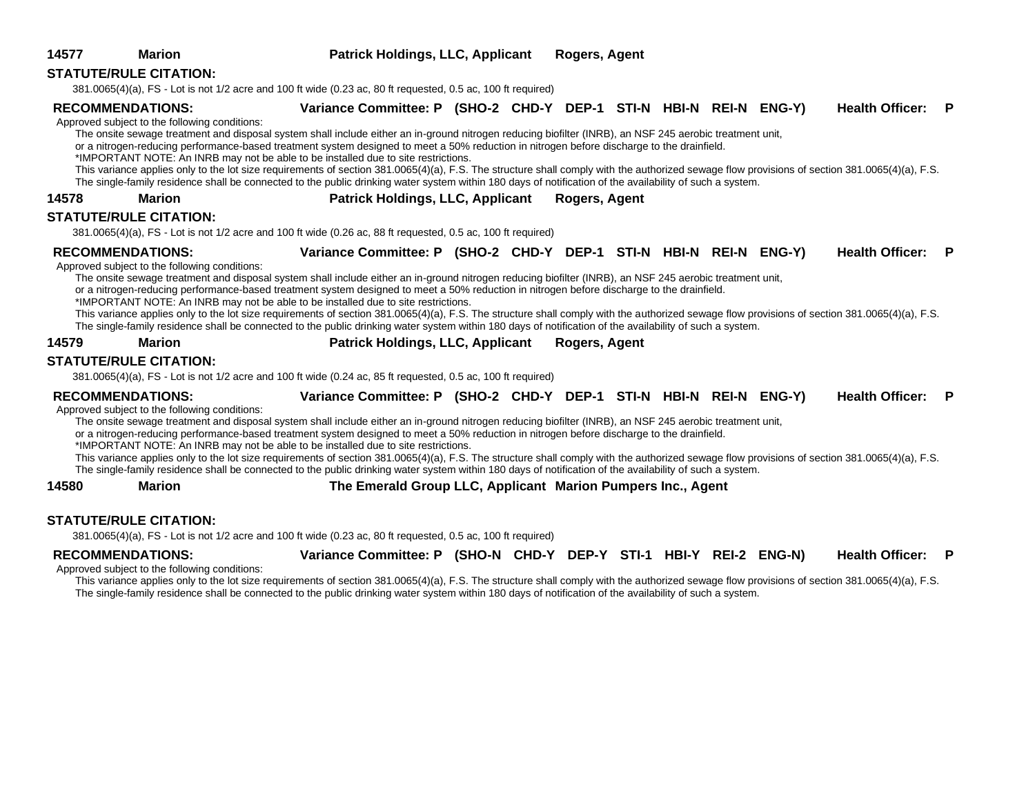**14577 Marion Patrick Holdings, LLC, Applicant Rogers, Agent**

**STATUTE/RULE CITATION:**

381.0065(4)(a), FS - Lot is not 1/2 acre and 100 ft wide (0.23 ac, 80 ft requested, 0.5 ac, 100 ft required)

**RECOMMENDATIONS: Variance Committee: P (SHO-2 CHD-Y DEP-1 STI-N HBI-N REI-N ENG-Y) Health Officer: P**

Approved subject to the following conditions:

The onsite sewage treatment and disposal system shall include either an in-ground nitrogen reducing biofilter (INRB), an NSF 245 aerobic treatment unit, or a nitrogen-reducing performance-based treatment system designed to meet a 50% reduction in nitrogen before discharge to the drainfield.

*IMPORTANT NOTE: An INRB may not be able to be installed due to site restrictions.

This variance applies only to the lot size requirements of section 381.0065(4)(a), F.S. The structure shall comply with the authorized sewage flow provisions of section 381.0065(4)(a), F.S.

The single-family residence shall be connected to the public drinking water system within 180 days of notification of the availability of such a system.

**14578 Marion Patrick Holdings, LLC, Applicant Rogers, Agent**

**STATUTE/RULE CITATION:**

381.0065(4)(a), FS - Lot is not 1/2 acre and 100 ft wide (0.26 ac, 88 ft requested, 0.5 ac, 100 ft required)

**RECOMMENDATIONS: Variance Committee: P (SHO-2 CHD-Y DEP-1 STI-N HBI-N REI-N ENG-Y) Health Officer: P**

Approved subject to the following conditions:

The onsite sewage treatment and disposal system shall include either an in-ground nitrogen reducing biofilter (INRB), an NSF 245 aerobic treatment unit, or a nitrogen-reducing performance-based treatment system designed to meet a 50% reduction in nitrogen before discharge to the drainfield.

*IMPORTANT NOTE: An INRB may not be able to be installed due to site restrictions.

This variance applies only to the lot size requirements of section 381.0065(4)(a), F.S. The structure shall comply with the authorized sewage flow provisions of section 381.0065(4)(a), F.S.

The single-family residence shall be connected to the public drinking water system within 180 days of notification of the availability of such a system.

**14579 Marion Patrick Holdings, LLC, Applicant Rogers, Agent**

**STATUTE/RULE CITATION:**

381.0065(4)(a), FS - Lot is not 1/2 acre and 100 ft wide (0.24 ac, 85 ft requested, 0.5 ac, 100 ft required)

**RECOMMENDATIONS: Variance Committee: P (SHO-2 CHD-Y DEP-1 STI-N HBI-N REI-N ENG-Y) Health Officer: P**

Approved subject to the following conditions:

The onsite sewage treatment and disposal system shall include either an in-ground nitrogen reducing biofilter (INRB), an NSF 245 aerobic treatment unit, or a nitrogen-reducing performance-based treatment system designed to meet a 50% reduction in nitrogen before discharge to the drainfield.

*IMPORTANT NOTE: An INRB may not be able to be installed due to site restrictions.

This variance applies only to the lot size requirements of section 381.0065(4)(a), F.S. The structure shall comply with the authorized sewage flow provisions of section 381.0065(4)(a), F.S.

The single-family residence shall be connected to the public drinking water system within 180 days of notification of the availability of such a system.

**14580 Marion The Emerald Group LLC, Applicant Marion Pumpers Inc., Agent**

**STATUTE/RULE CITATION:**

381.0065(4)(a), FS - Lot is not 1/2 acre and 100 ft wide (0.23 ac, 80 ft requested, 0.5 ac, 100 ft required)

**RECOMMENDATIONS: Variance Committee: P (SHO-N CHD-Y DEP-Y STI-1 HBI-Y REI-2 ENG-N) Health Officer: P**

Approved subject to the following conditions:

This variance applies only to the lot size requirements of section 381.0065(4)(a), F.S. The structure shall comply with the authorized sewage flow provisions of section 381.0065(4)(a), F.S.

The single-family residence shall be connected to the public drinking water system within 180 days of notification of the availability of such a system.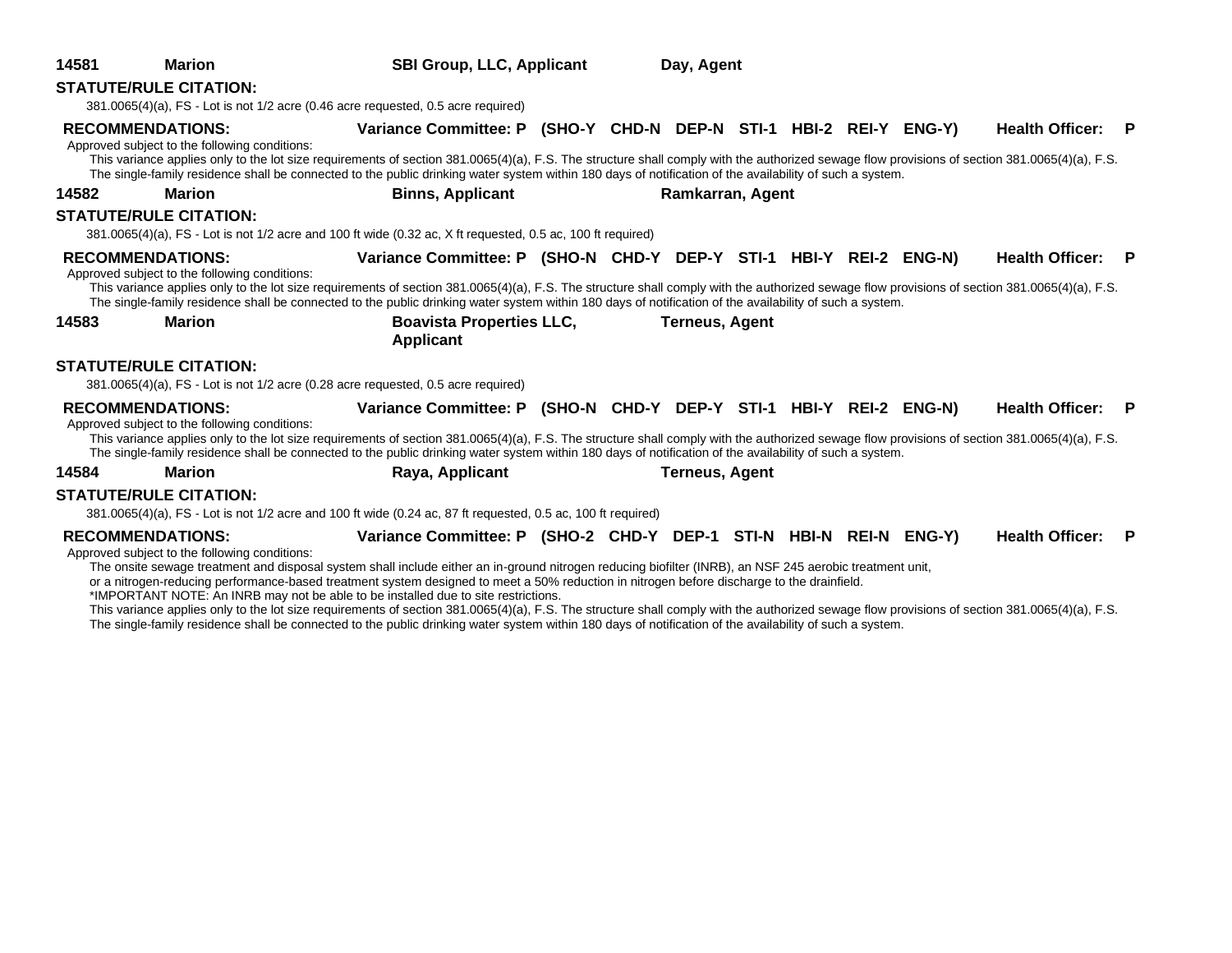**14581** **Marion** **SBI Group, LLC, Applicant** **Day, Agent**

**STATUTE/RULE CITATION:**

381.0065(4)(a), FS - Lot is not 1/2 acre (0.46 acre requested, 0.5 acre required)

**RECOMMENDATIONS:** **Variance Committee: P (SHO-Y CHD-N DEP-N STI-1 HBI-2 REI-Y ENG-Y)** **Health Officer: P**

Approved subject to the following conditions:

This variance applies only to the lot size requirements of section 381.0065(4)(a), F.S. The structure shall comply with the authorized sewage flow provisions of section 381.0065(4)(a), F.S. The single-family residence shall be connected to the public drinking water system within 180 days of notification of the availability of such a system.

**14582** **Marion** **Binns, Applicant** **Ramkarran, Agent**

**STATUTE/RULE CITATION:**

381.0065(4)(a), FS - Lot is not 1/2 acre and 100 ft wide (0.32 ac, X ft requested, 0.5 ac, 100 ft required)

**RECOMMENDATIONS:** **Variance Committee: P (SHO-N CHD-Y DEP-Y STI-1 HBI-Y REI-2 ENG-N)** **Health Officer: P**

Approved subject to the following conditions:

This variance applies only to the lot size requirements of section 381.0065(4)(a), F.S. The structure shall comply with the authorized sewage flow provisions of section 381.0065(4)(a), F.S. The single-family residence shall be connected to the public drinking water system within 180 days of notification of the availability of such a system.

**14583** **Marion** **Boavista Properties LLC, Applicant** **Terneus, Agent**

**STATUTE/RULE CITATION:**

381.0065(4)(a), FS - Lot is not 1/2 acre (0.28 acre requested, 0.5 acre required)

**RECOMMENDATIONS:** **Variance Committee: P (SHO-N CHD-Y DEP-Y STI-1 HBI-Y REI-2 ENG-N)** **Health Officer: P**

Approved subject to the following conditions:

This variance applies only to the lot size requirements of section 381.0065(4)(a), F.S. The structure shall comply with the authorized sewage flow provisions of section 381.0065(4)(a), F.S. The single-family residence shall be connected to the public drinking water system within 180 days of notification of the availability of such a system.

**14584** **Marion** **Raya, Applicant** **Terneus, Agent**

**STATUTE/RULE CITATION:**

381.0065(4)(a), FS - Lot is not 1/2 acre and 100 ft wide (0.24 ac, 87 ft requested, 0.5 ac, 100 ft required)

**RECOMMENDATIONS:** **Variance Committee: P (SHO-2 CHD-Y DEP-1 STI-N HBI-N REI-N ENG-Y)** **Health Officer: P**

Approved subject to the following conditions:

The onsite sewage treatment and disposal system shall include either an in-ground nitrogen reducing biofilter (INRB), an NSF 245 aerobic treatment unit, or a nitrogen-reducing performance-based treatment system designed to meet a 50% reduction in nitrogen before discharge to the drainfield.

*IMPORTANT NOTE: An INRB may not be able to be installed due to site restrictions.

This variance applies only to the lot size requirements of section 381.0065(4)(a), F.S. The structure shall comply with the authorized sewage flow provisions of section 381.0065(4)(a), F.S. The single-family residence shall be connected to the public drinking water system within 180 days of notification of the availability of such a system.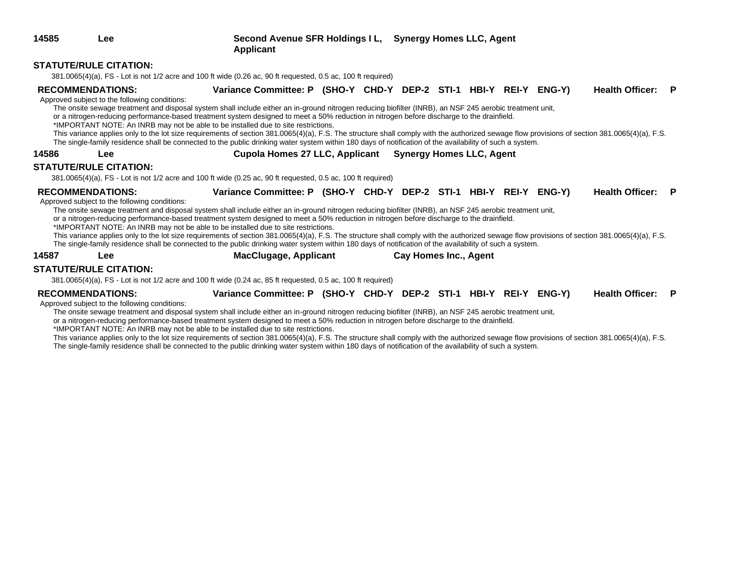**14585** **Lee** **Second Avenue SFR Holdings I L, Applicant** **Synergy Homes LLC, Agent**

**STATUTE/RULE CITATION:**

381.0065(4)(a), FS - Lot is not 1/2 acre and 100 ft wide (0.26 ac, 90 ft requested, 0.5 ac, 100 ft required)

**RECOMMENDATIONS:** **Variance Committee: P (SHO-Y CHD-Y DEP-2 STI-1 HBI-Y REI-Y ENG-Y)** **Health Officer: P**

Approved subject to the following conditions:

The onsite sewage treatment and disposal system shall include either an in-ground nitrogen reducing biofilter (INRB), an NSF 245 aerobic treatment unit, or a nitrogen-reducing performance-based treatment system designed to meet a 50% reduction in nitrogen before discharge to the drainfield.

*IMPORTANT NOTE: An INRB may not be able to be installed due to site restrictions.

This variance applies only to the lot size requirements of section 381.0065(4)(a), F.S. The structure shall comply with the authorized sewage flow provisions of section 381.0065(4)(a), F.S.

The single-family residence shall be connected to the public drinking water system within 180 days of notification of the availability of such a system.

**14586** **Lee** **Cupola Homes 27 LLC, Applicant** **Synergy Homes LLC, Agent**

**STATUTE/RULE CITATION:**

381.0065(4)(a), FS - Lot is not 1/2 acre and 100 ft wide (0.25 ac, 90 ft requested, 0.5 ac, 100 ft required)

**RECOMMENDATIONS:** **Variance Committee: P (SHO-Y CHD-Y DEP-2 STI-1 HBI-Y REI-Y ENG-Y)** **Health Officer: P**

Approved subject to the following conditions:

The onsite sewage treatment and disposal system shall include either an in-ground nitrogen reducing biofilter (INRB), an NSF 245 aerobic treatment unit, or a nitrogen-reducing performance-based treatment system designed to meet a 50% reduction in nitrogen before discharge to the drainfield.

*IMPORTANT NOTE: An INRB may not be able to be installed due to site restrictions.

This variance applies only to the lot size requirements of section 381.0065(4)(a), F.S. The structure shall comply with the authorized sewage flow provisions of section 381.0065(4)(a), F.S.

The single-family residence shall be connected to the public drinking water system within 180 days of notification of the availability of such a system.

**14587** **Lee** **MacClugage, Applicant** **Cay Homes Inc., Agent**

**STATUTE/RULE CITATION:**

381.0065(4)(a), FS - Lot is not 1/2 acre and 100 ft wide (0.24 ac, 85 ft requested, 0.5 ac, 100 ft required)

**RECOMMENDATIONS:** **Variance Committee: P (SHO-Y CHD-Y DEP-2 STI-1 HBI-Y REI-Y ENG-Y)** **Health Officer: P**

Approved subject to the following conditions:

The onsite sewage treatment and disposal system shall include either an in-ground nitrogen reducing biofilter (INRB), an NSF 245 aerobic treatment unit, or a nitrogen-reducing performance-based treatment system designed to meet a 50% reduction in nitrogen before discharge to the drainfield.

*IMPORTANT NOTE: An INRB may not be able to be installed due to site restrictions.

This variance applies only to the lot size requirements of section 381.0065(4)(a), F.S. The structure shall comply with the authorized sewage flow provisions of section 381.0065(4)(a), F.S.

The single-family residence shall be connected to the public drinking water system within 180 days of notification of the availability of such a system.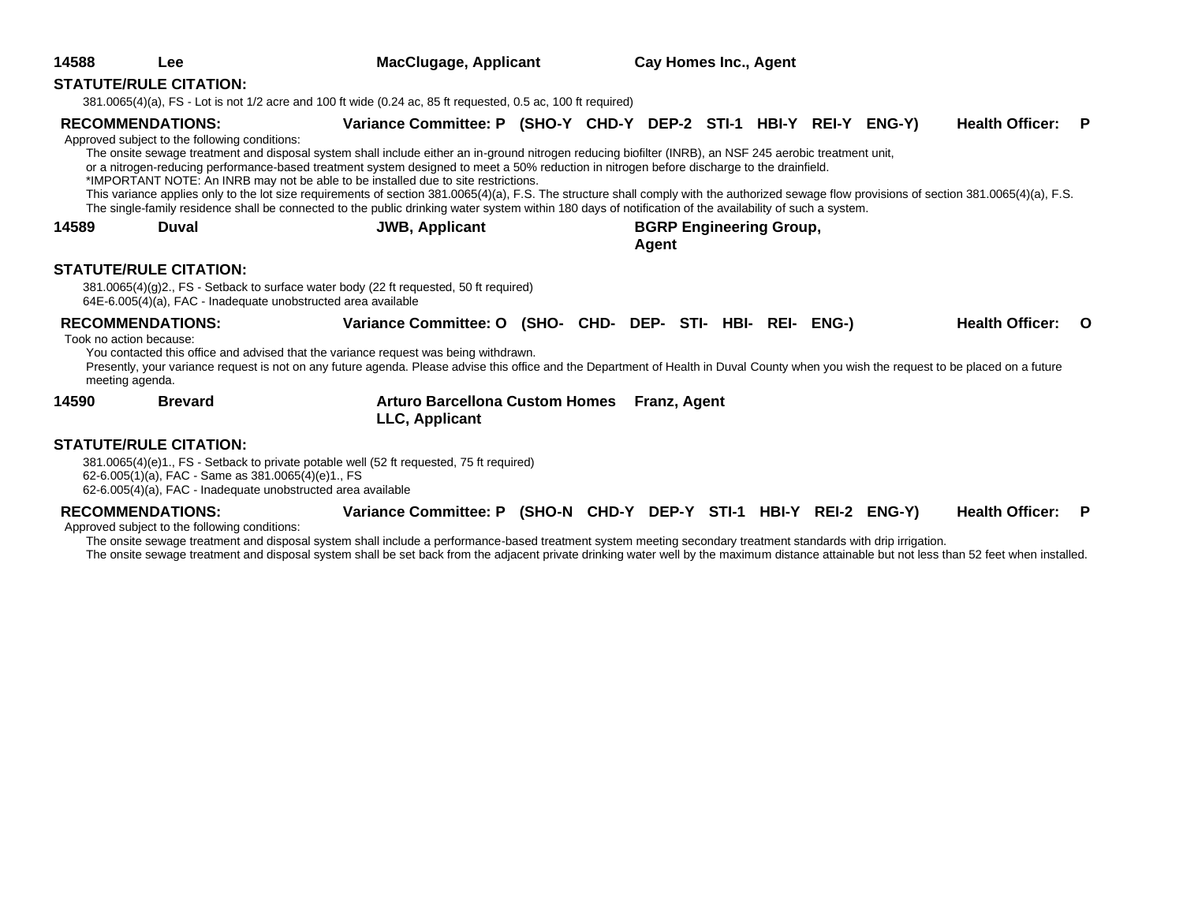**14588** **Lee** **MacClugage, Applicant** **Cay Homes Inc., Agent**

**STATUTE/RULE CITATION:**

381.0065(4)(a), FS - Lot is not 1/2 acre and 100 ft wide (0.24 ac, 85 ft requested, 0.5 ac, 100 ft required)

**RECOMMENDATIONS:** **Variance Committee: P (SHO-Y CHD-Y DEP-2 STI-1 HBI-Y REI-Y ENG-Y)** **Health Officer: P**

Approved subject to the following conditions:

The onsite sewage treatment and disposal system shall include either an in-ground nitrogen reducing biofilter (INRB), an NSF 245 aerobic treatment unit, or a nitrogen-reducing performance-based treatment system designed to meet a 50% reduction in nitrogen before discharge to the drainfield.

*IMPORTANT NOTE: An INRB may not be able to be installed due to site restrictions.

This variance applies only to the lot size requirements of section 381.0065(4)(a), F.S. The structure shall comply with the authorized sewage flow provisions of section 381.0065(4)(a), F.S.

The single-family residence shall be connected to the public drinking water system within 180 days of notification of the availability of such a system.

**14589** **Duval** **JWB, Applicant** **BGRP Engineering Group, Agent**

**STATUTE/RULE CITATION:**

381.0065(4)(g)2., FS - Setback to surface water body (22 ft requested, 50 ft required)
64E-6.005(4)(a), FAC - Inadequate unobstructed area available

**RECOMMENDATIONS:** **Variance Committee: O (SHO- CHD- DEP- STI- HBI- REI- ENG-)** **Health Officer: O**

Took no action because:

You contacted this office and advised that the variance request was being withdrawn.

Presently, your variance request is not on any future agenda. Please advise this office and the Department of Health in Duval County when you wish the request to be placed on a future meeting agenda.

**14590** **Brevard** **Arturo Barcellona Custom Homes LLC, Applicant** **Franz, Agent**

**STATUTE/RULE CITATION:**

381.0065(4)(e)1., FS - Setback to private potable well (52 ft requested, 75 ft required)
62-6.005(1)(a), FAC - Same as 381.0065(4)(e)1., FS
62-6.005(4)(a), FAC - Inadequate unobstructed area available

**RECOMMENDATIONS:** **Variance Committee: P (SHO-N CHD-Y DEP-Y STI-1 HBI-Y REI-2 ENG-Y)** **Health Officer: P**

Approved subject to the following conditions:

The onsite sewage treatment and disposal system shall include a performance-based treatment system meeting secondary treatment standards with drip irrigation.

The onsite sewage treatment and disposal system shall be set back from the adjacent private drinking water well by the maximum distance attainable but not less than 52 feet when installed.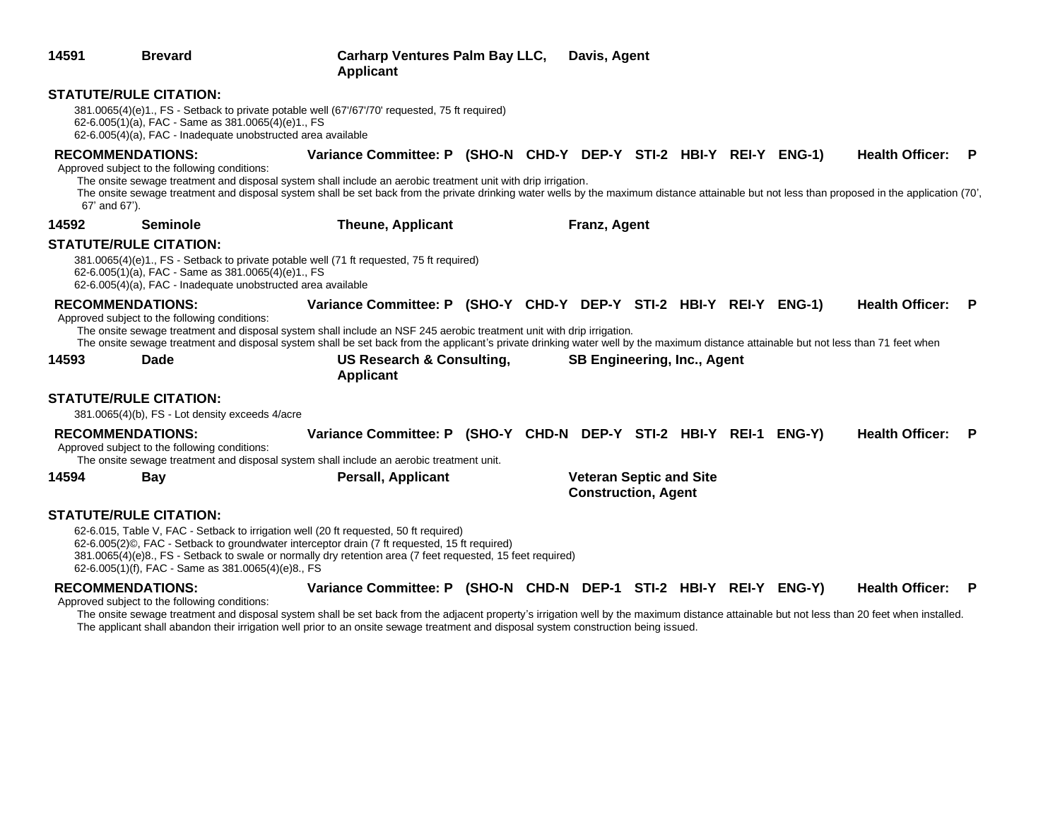**14591** **Brevard** **Carharp Ventures Palm Bay LLC, Applicant** **Davis, Agent**

**STATUTE/RULE CITATION:**

381.0065(4)(e)1., FS - Setback to private potable well (67'/67'/70' requested, 75 ft required)
62-6.005(1)(a), FAC - Same as 381.0065(4)(e)1., FS
62-6.005(4)(a), FAC - Inadequate unobstructed area available

**RECOMMENDATIONS:** **Variance Committee: P (SHO-N CHD-Y DEP-Y STI-2 HBI-Y REI-Y ENG-1)** **Health Officer: P**

Approved subject to the following conditions:

The onsite sewage treatment and disposal system shall include an aerobic treatment unit with drip irrigation.

The onsite sewage treatment and disposal system shall be set back from the private drinking water wells by the maximum distance attainable but not less than proposed in the application (70', 67' and 67').

**14592** **Seminole** **Theune, Applicant** **Franz, Agent**

**STATUTE/RULE CITATION:**

381.0065(4)(e)1., FS - Setback to private potable well (71 ft requested, 75 ft required)
62-6.005(1)(a), FAC - Same as 381.0065(4)(e)1., FS
62-6.005(4)(a), FAC - Inadequate unobstructed area available

**RECOMMENDATIONS:** **Variance Committee: P (SHO-Y CHD-Y DEP-Y STI-2 HBI-Y REI-Y ENG-1)** **Health Officer: P**

Approved subject to the following conditions:

The onsite sewage treatment and disposal system shall include an NSF 245 aerobic treatment unit with drip irrigation.

The onsite sewage treatment and disposal system shall be set back from the applicant's private drinking water well by the maximum distance attainable but not less than 71 feet when

**14593** **Dade** **US Research & Consulting, Applicant** **SB Engineering, Inc., Agent**

**STATUTE/RULE CITATION:**

381.0065(4)(b), FS - Lot density exceeds 4/acre

**RECOMMENDATIONS:** **Variance Committee: P (SHO-Y CHD-N DEP-Y STI-2 HBI-Y REI-1 ENG-Y)** **Health Officer: P**

Approved subject to the following conditions:

The onsite sewage treatment and disposal system shall include an aerobic treatment unit.

**14594** **Bay** **Persall, Applicant** **Veteran Septic and Site Construction, Agent**

**STATUTE/RULE CITATION:**

62-6.015, Table V, FAC - Setback to irrigation well (20 ft requested, 50 ft required)
62-6.005(2)©, FAC - Setback to groundwater interceptor drain (7 ft requested, 15 ft required)
381.0065(4)(e)8., FS - Setback to swale or normally dry retention area (7 feet requested, 15 feet required)
62-6.005(1)(f), FAC - Same as 381.0065(4)(e)8., FS

**RECOMMENDATIONS:** **Variance Committee: P (SHO-N CHD-N DEP-1 STI-2 HBI-Y REI-Y ENG-Y)** **Health Officer: P**

Approved subject to the following conditions:

The onsite sewage treatment and disposal system shall be set back from the adjacent property's irrigation well by the maximum distance attainable but not less than 20 feet when installed.

The applicant shall abandon their irrigation well prior to an onsite sewage treatment and disposal system construction being issued.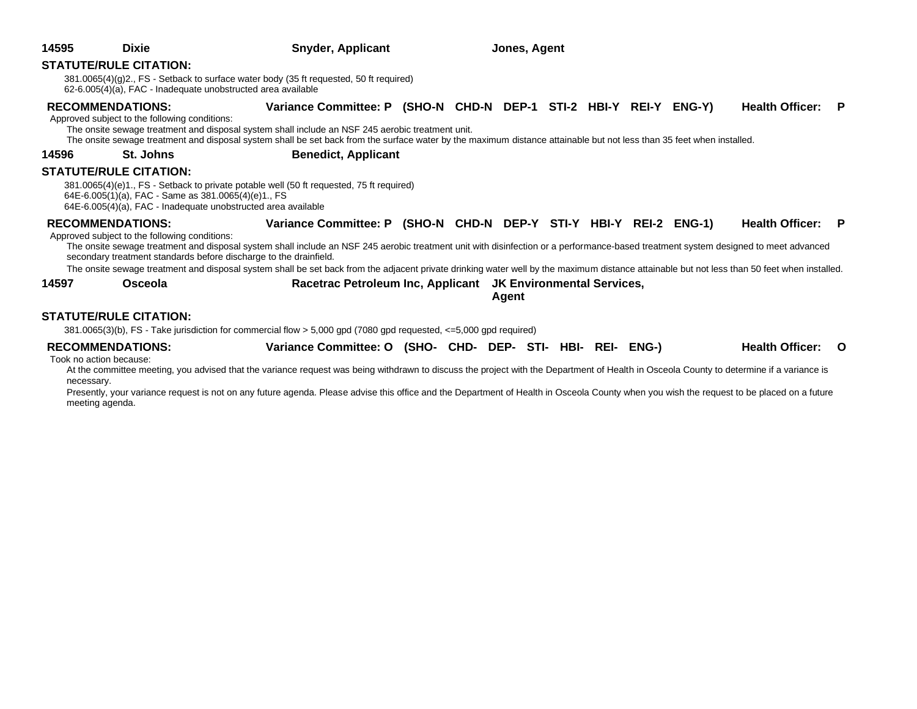**14595** **Dixie** **Snyder, Applicant** **Jones, Agent**

**STATUTE/RULE CITATION:**

381.0065(4)(g)2., FS - Setback to surface water body (35 ft requested, 50 ft required)
62-6.005(4)(a), FAC - Inadequate unobstructed area available

**RECOMMENDATIONS:** **Variance Committee: P (SHO-N CHD-N DEP-1 STI-2 HBI-Y REI-Y ENG-Y)** **Health Officer: P**

Approved subject to the following conditions:

The onsite sewage treatment and disposal system shall include an NSF 245 aerobic treatment unit.
The onsite sewage treatment and disposal system shall be set back from the surface water by the maximum distance attainable but not less than 35 feet when installed.

**14596** **St. Johns** **Benedict, Applicant**

**STATUTE/RULE CITATION:**

381.0065(4)(e)1., FS - Setback to private potable well (50 ft requested, 75 ft required)
64E-6.005(1)(a), FAC - Same as 381.0065(4)(e)1., FS
64E-6.005(4)(a), FAC - Inadequate unobstructed area available

**RECOMMENDATIONS:** **Variance Committee: P (SHO-N CHD-N DEP-Y STI-Y HBI-Y REI-2 ENG-1)** **Health Officer: P**

Approved subject to the following conditions:

The onsite sewage treatment and disposal system shall include an NSF 245 aerobic treatment unit with disinfection or a performance-based treatment system designed to meet advanced secondary treatment standards before discharge to the drainfield.

The onsite sewage treatment and disposal system shall be set back from the adjacent private drinking water well by the maximum distance attainable but not less than 50 feet when installed.

**14597** **Osceola** **Racetrac Petroleum Inc, Applicant** **JK Environmental Services, Agent**

**STATUTE/RULE CITATION:**

381.0065(3)(b), FS - Take jurisdiction for commercial flow > 5,000 gpd (7080 gpd requested, <=5,000 gpd required)

**RECOMMENDATIONS:** **Variance Committee: O (SHO- CHD- DEP- STI- HBI- REI- ENG-)** **Health Officer: O**

Took no action because:

At the committee meeting, you advised that the variance request was being withdrawn to discuss the project with the Department of Health in Osceola County to determine if a variance is necessary.

Presently, your variance request is not on any future agenda. Please advise this office and the Department of Health in Osceola County when you wish the request to be placed on a future meeting agenda.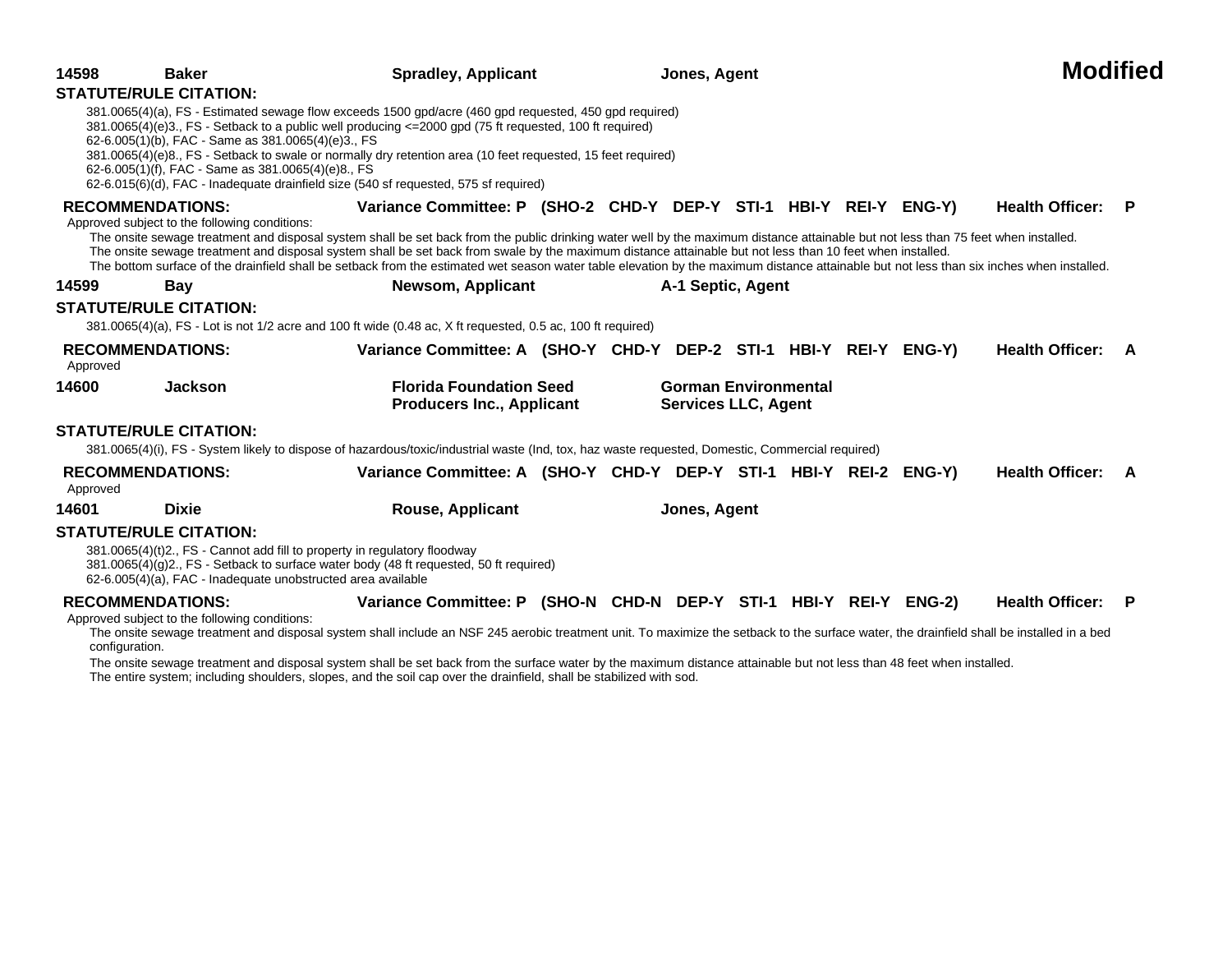**14598** **Baker** **Spradley, Applicant** **Jones, Agent** **Modified**

**STATUTE/RULE CITATION:**

381.0065(4)(a), FS - Estimated sewage flow exceeds 1500 gpd/acre (460 gpd requested, 450 gpd required)
381.0065(4)(e)3., FS - Setback to a public well producing <=2000 gpd (75 ft requested, 100 ft required)
62-6.005(1)(b), FAC - Same as 381.0065(4)(e)3., FS
381.0065(4)(e)8., FS - Setback to swale or normally dry retention area (10 feet requested, 15 feet required)
62-6.005(1)(f), FAC - Same as 381.0065(4)(e)8., FS
62-6.015(6)(d), FAC - Inadequate drainfield size (540 sf requested, 575 sf required)

**RECOMMENDATIONS:** **Variance Committee: P (SHO-2 CHD-Y DEP-Y STI-1 HBI-Y REI-Y ENG-Y)** **Health Officer: P**

Approved subject to the following conditions:

The onsite sewage treatment and disposal system shall be set back from the public drinking water well by the maximum distance attainable but not less than 75 feet when installed.
The onsite sewage treatment and disposal system shall be set back from swale by the maximum distance attainable but not less than 10 feet when installed.
The bottom surface of the drainfield shall be setback from the estimated wet season water table elevation by the maximum distance attainable but not less than six inches when installed.

**14599** **Bay** **Newsom, Applicant** **A-1 Septic, Agent**

**STATUTE/RULE CITATION:**

381.0065(4)(a), FS - Lot is not 1/2 acre and 100 ft wide (0.48 ac, X ft requested, 0.5 ac, 100 ft required)

**RECOMMENDATIONS:** **Variance Committee: A (SHO-Y CHD-Y DEP-2 STI-1 HBI-Y REI-Y ENG-Y)** **Health Officer: A**

Approved

**14600** **Jackson** **Florida Foundation Seed Producers Inc., Applicant** **Gorman Environmental Services LLC, Agent**

**STATUTE/RULE CITATION:**

381.0065(4)(i), FS - System likely to dispose of hazardous/toxic/industrial waste (Ind, tox, haz waste requested, Domestic, Commercial required)

**RECOMMENDATIONS:** **Variance Committee: A (SHO-Y CHD-Y DEP-Y STI-1 HBI-Y REI-2 ENG-Y)** **Health Officer: A**

Approved

**14601** **Dixie** **Rouse, Applicant** **Jones, Agent**

**STATUTE/RULE CITATION:**

381.0065(4)(t)2., FS - Cannot add fill to property in regulatory floodway
381.0065(4)(g)2., FS - Setback to surface water body (48 ft requested, 50 ft required)
62-6.005(4)(a), FAC - Inadequate unobstructed area available

**RECOMMENDATIONS:** **Variance Committee: P (SHO-N CHD-N DEP-Y STI-1 HBI-Y REI-Y ENG-2)** **Health Officer: P**

Approved subject to the following conditions:

The onsite sewage treatment and disposal system shall include an NSF 245 aerobic treatment unit. To maximize the setback to the surface water, the drainfield shall be installed in a bed configuration.

The onsite sewage treatment and disposal system shall be set back from the surface water by the maximum distance attainable but not less than 48 feet when installed.
The entire system; including shoulders, slopes, and the soil cap over the drainfield, shall be stabilized with sod.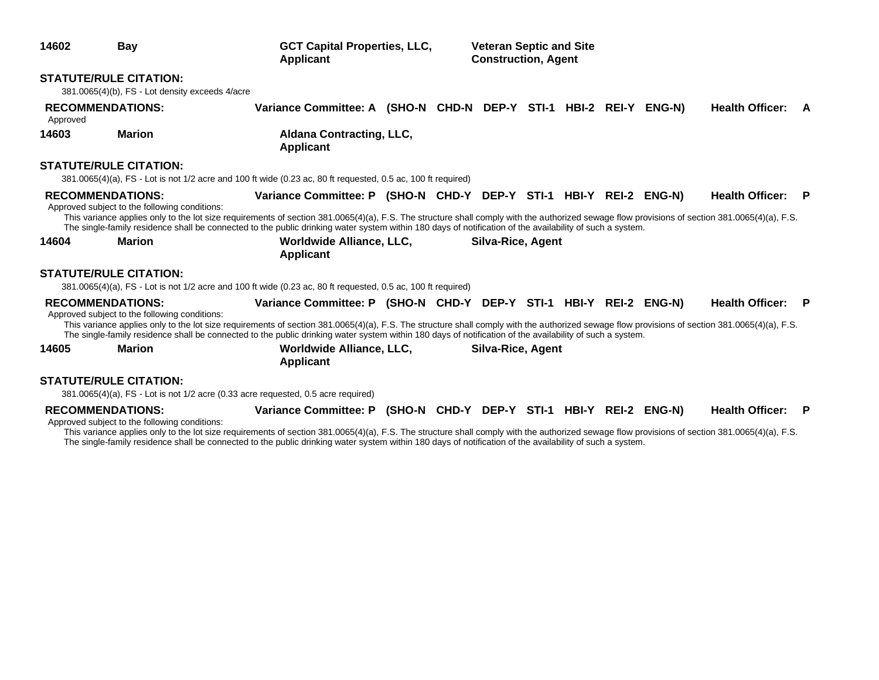**14602** **Bay** **GCT Capital Properties, LLC, Applicant** **Veteran Septic and Site Construction, Agent**

**STATUTE/RULE CITATION:**

381.0065(4)(b), FS - Lot density exceeds 4/acre

**RECOMMENDATIONS:** **Variance Committee: A (SHO-N CHD-N DEP-Y STI-1 HBI-2 REI-Y ENG-N)** **Health Officer: A**

Approved

**14603** **Marion** **Aldana Contracting, LLC, Applicant**

**STATUTE/RULE CITATION:**

381.0065(4)(a), FS - Lot is not 1/2 acre and 100 ft wide (0.23 ac, 80 ft requested, 0.5 ac, 100 ft required)

**RECOMMENDATIONS:** **Variance Committee: P (SHO-N CHD-Y DEP-Y STI-1 HBI-Y REI-2 ENG-N)** **Health Officer: P**

Approved subject to the following conditions:

This variance applies only to the lot size requirements of section 381.0065(4)(a), F.S. The structure shall comply with the authorized sewage flow provisions of section 381.0065(4)(a), F.S. The single-family residence shall be connected to the public drinking water system within 180 days of notification of the availability of such a system.

**14604** **Marion** **Worldwide Alliance, LLC, Applicant** **Silva-Rice, Agent**

**STATUTE/RULE CITATION:**

381.0065(4)(a), FS - Lot is not 1/2 acre and 100 ft wide (0.23 ac, 80 ft requested, 0.5 ac, 100 ft required)

**RECOMMENDATIONS:** **Variance Committee: P (SHO-N CHD-Y DEP-Y STI-1 HBI-Y REI-2 ENG-N)** **Health Officer: P**

Approved subject to the following conditions:

This variance applies only to the lot size requirements of section 381.0065(4)(a), F.S. The structure shall comply with the authorized sewage flow provisions of section 381.0065(4)(a), F.S. The single-family residence shall be connected to the public drinking water system within 180 days of notification of the availability of such a system.

**14605** **Marion** **Worldwide Alliance, LLC, Applicant** **Silva-Rice, Agent**

**STATUTE/RULE CITATION:**

381.0065(4)(a), FS - Lot is not 1/2 acre (0.33 acre requested, 0.5 acre required)

**RECOMMENDATIONS:** **Variance Committee: P (SHO-N CHD-Y DEP-Y STI-1 HBI-Y REI-2 ENG-N)** **Health Officer: P**

Approved subject to the following conditions:

This variance applies only to the lot size requirements of section 381.0065(4)(a), F.S. The structure shall comply with the authorized sewage flow provisions of section 381.0065(4)(a), F.S. The single-family residence shall be connected to the public drinking water system within 180 days of notification of the availability of such a system.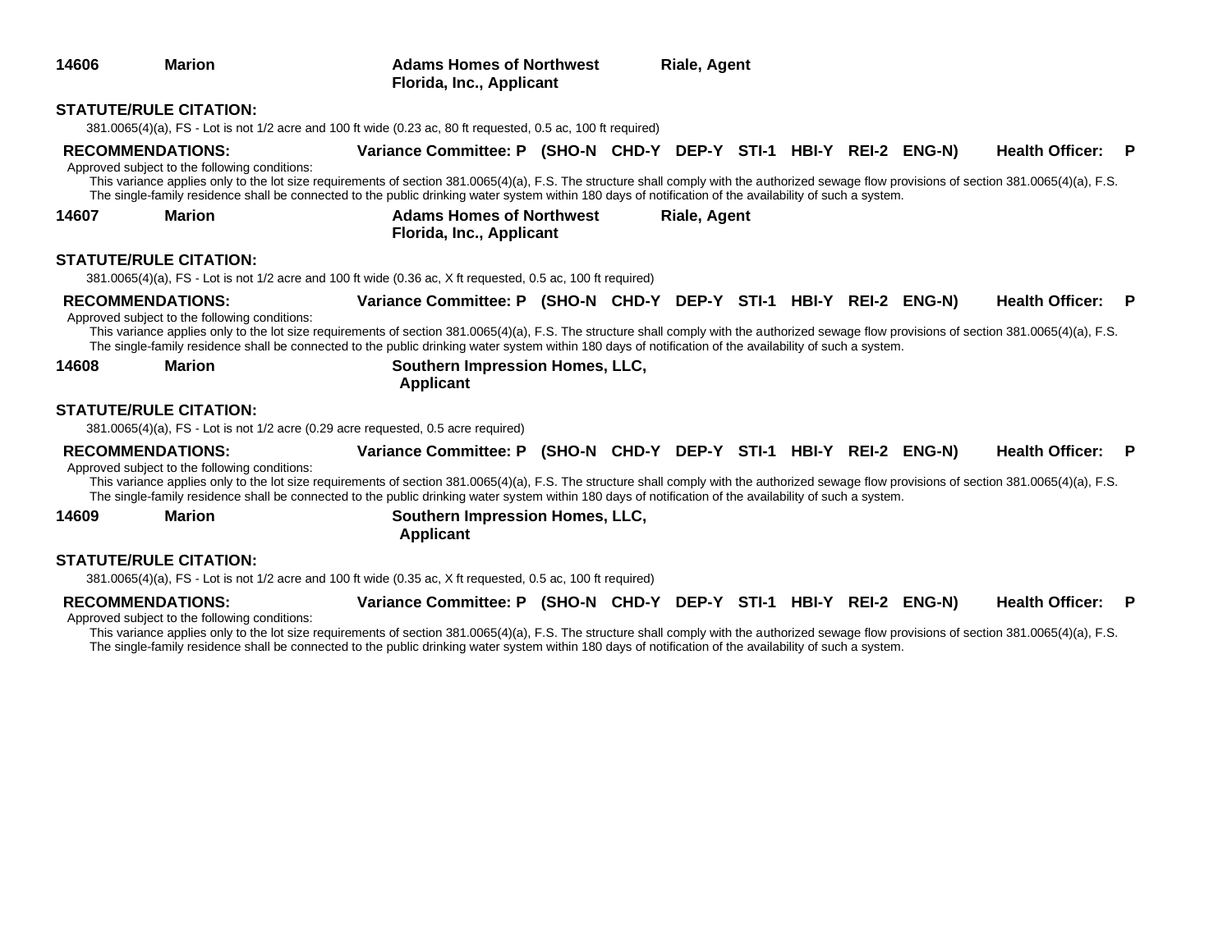**14606** **Marion** **Adams Homes of Northwest Florida, Inc., Applicant** **Riale, Agent**

**STATUTE/RULE CITATION:**

381.0065(4)(a), FS - Lot is not 1/2 acre and 100 ft wide (0.23 ac, 80 ft requested, 0.5 ac, 100 ft required)

**RECOMMENDATIONS:** **Variance Committee: P (SHO-N CHD-Y DEP-Y STI-1 HBI-Y REI-2 ENG-N)** **Health Officer: P**

Approved subject to the following conditions:

This variance applies only to the lot size requirements of section 381.0065(4)(a), F.S. The structure shall comply with the authorized sewage flow provisions of section 381.0065(4)(a), F.S. The single-family residence shall be connected to the public drinking water system within 180 days of notification of the availability of such a system.

**14607** **Marion** **Adams Homes of Northwest Florida, Inc., Applicant** **Riale, Agent**

**STATUTE/RULE CITATION:**

381.0065(4)(a), FS - Lot is not 1/2 acre and 100 ft wide (0.36 ac, X ft requested, 0.5 ac, 100 ft required)

**RECOMMENDATIONS:** **Variance Committee: P (SHO-N CHD-Y DEP-Y STI-1 HBI-Y REI-2 ENG-N)** **Health Officer: P**

Approved subject to the following conditions:

This variance applies only to the lot size requirements of section 381.0065(4)(a), F.S. The structure shall comply with the authorized sewage flow provisions of section 381.0065(4)(a), F.S. The single-family residence shall be connected to the public drinking water system within 180 days of notification of the availability of such a system.

**14608** **Marion** **Southern Impression Homes, LLC, Applicant**

**STATUTE/RULE CITATION:**

381.0065(4)(a), FS - Lot is not 1/2 acre (0.29 acre requested, 0.5 acre required)

**RECOMMENDATIONS:** **Variance Committee: P (SHO-N CHD-Y DEP-Y STI-1 HBI-Y REI-2 ENG-N)** **Health Officer: P**

Approved subject to the following conditions:

This variance applies only to the lot size requirements of section 381.0065(4)(a), F.S. The structure shall comply with the authorized sewage flow provisions of section 381.0065(4)(a), F.S. The single-family residence shall be connected to the public drinking water system within 180 days of notification of the availability of such a system.

**14609** **Marion** **Southern Impression Homes, LLC, Applicant**

**STATUTE/RULE CITATION:**

381.0065(4)(a), FS - Lot is not 1/2 acre and 100 ft wide (0.35 ac, X ft requested, 0.5 ac, 100 ft required)

**RECOMMENDATIONS:** **Variance Committee: P (SHO-N CHD-Y DEP-Y STI-1 HBI-Y REI-2 ENG-N)** **Health Officer: P**

Approved subject to the following conditions:

This variance applies only to the lot size requirements of section 381.0065(4)(a), F.S. The structure shall comply with the authorized sewage flow provisions of section 381.0065(4)(a), F.S. The single-family residence shall be connected to the public drinking water system within 180 days of notification of the availability of such a system.